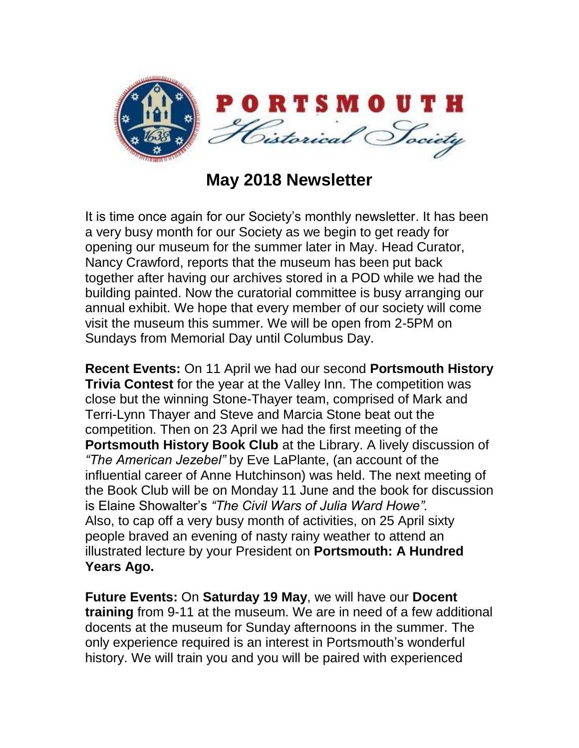# PORTSMOUTH Historical Society

## May 2018 Newsletter

It is time once again for our Society's monthly newsletter. It has been a very busy month for our Society as we begin to get ready for opening our museum for the summer later in May. Head Curator, Nancy Crawford, reports that the museum has been put back together after having our archives stored in a POD while we had the building painted. Now the curatorial committee is busy arranging our annual exhibit. We hope that every member of our society will come visit the museum this summer. We will be open from 2-5PM on Sundays from Memorial Day until Columbus Day.

**Recent Events:** On 11 April we had our second **Portsmouth History Trivia Contest** for the year at the Valley Inn. The competition was close but the winning Stone-Thayer team, comprised of Mark and Terri-Lynn Thayer and Steve and Marcia Stone beat out the competition. Then on 23 April we had the first meeting of the **Portsmouth History Book Club** at the Library. A lively discussion of *"The American Jezebel"* by Eve LaPlante, (an account of the influential career of Anne Hutchinson) was held. The next meeting of the Book Club will be on Monday 11 June and the book for discussion is Elaine Showalter's *"The Civil Wars of Julia Ward Howe".* Also, to cap off a very busy month of activities, on 25 April sixty people braved an evening of nasty rainy weather to attend an illustrated lecture by your President on **Portsmouth: A Hundred Years Ago.**

**Future Events:** On **Saturday 19 May**, we will have our **Docent training** from 9-11 at the museum. We are in need of a few additional docents at the museum for Sunday afternoons in the summer. The only experience required is an interest in Portsmouth's wonderful history. We will train you and you will be paired with experienced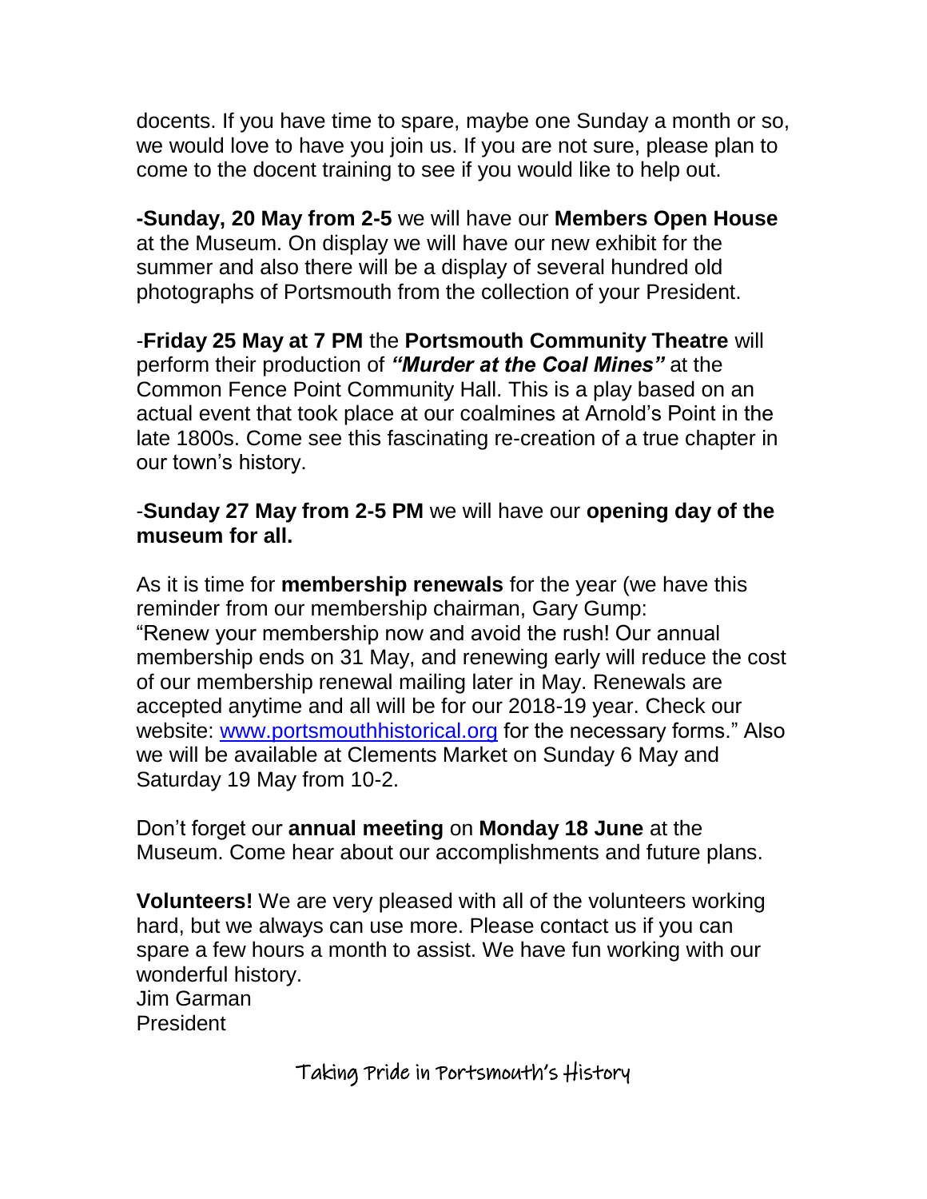docents. If you have time to spare, maybe one Sunday a month or so, we would love to have you join us. If you are not sure, please plan to come to the docent training to see if you would like to help out.

**-Sunday, 20 May from 2-5** we will have our **Members Open House** at the Museum. On display we will have our new exhibit for the summer and also there will be a display of several hundred old photographs of Portsmouth from the collection of your President.

-**Friday 25 May at 7 PM** the **Portsmouth Community Theatre** will perform their production of ***"Murder at the Coal Mines"*** at the Common Fence Point Community Hall. This is a play based on an actual event that took place at our coalmines at Arnold's Point in the late 1800s. Come see this fascinating re-creation of a true chapter in our town's history.

-**Sunday 27 May from 2-5 PM** we will have our **opening day of the museum for all.**

As it is time for **membership renewals** for the year (we have this reminder from our membership chairman, Gary Gump: "Renew your membership now and avoid the rush! Our annual membership ends on 31 May, and renewing early will reduce the cost of our membership renewal mailing later in May. Renewals are accepted anytime and all will be for our 2018-19 year. Check our website: [www.portsmouthhistorical.org](http://www.portsmouthhistorical.org) for the necessary forms." Also we will be available at Clements Market on Sunday 6 May and Saturday 19 May from 10-2.

Don't forget our **annual meeting** on **Monday 18 June** at the Museum. Come hear about our accomplishments and future plans.

**Volunteers!** We are very pleased with all of the volunteers working hard, but we always can use more. Please contact us if you can spare a few hours a month to assist. We have fun working with our wonderful history.
Jim Garman
President

Taking Pride in Portsmouth's History